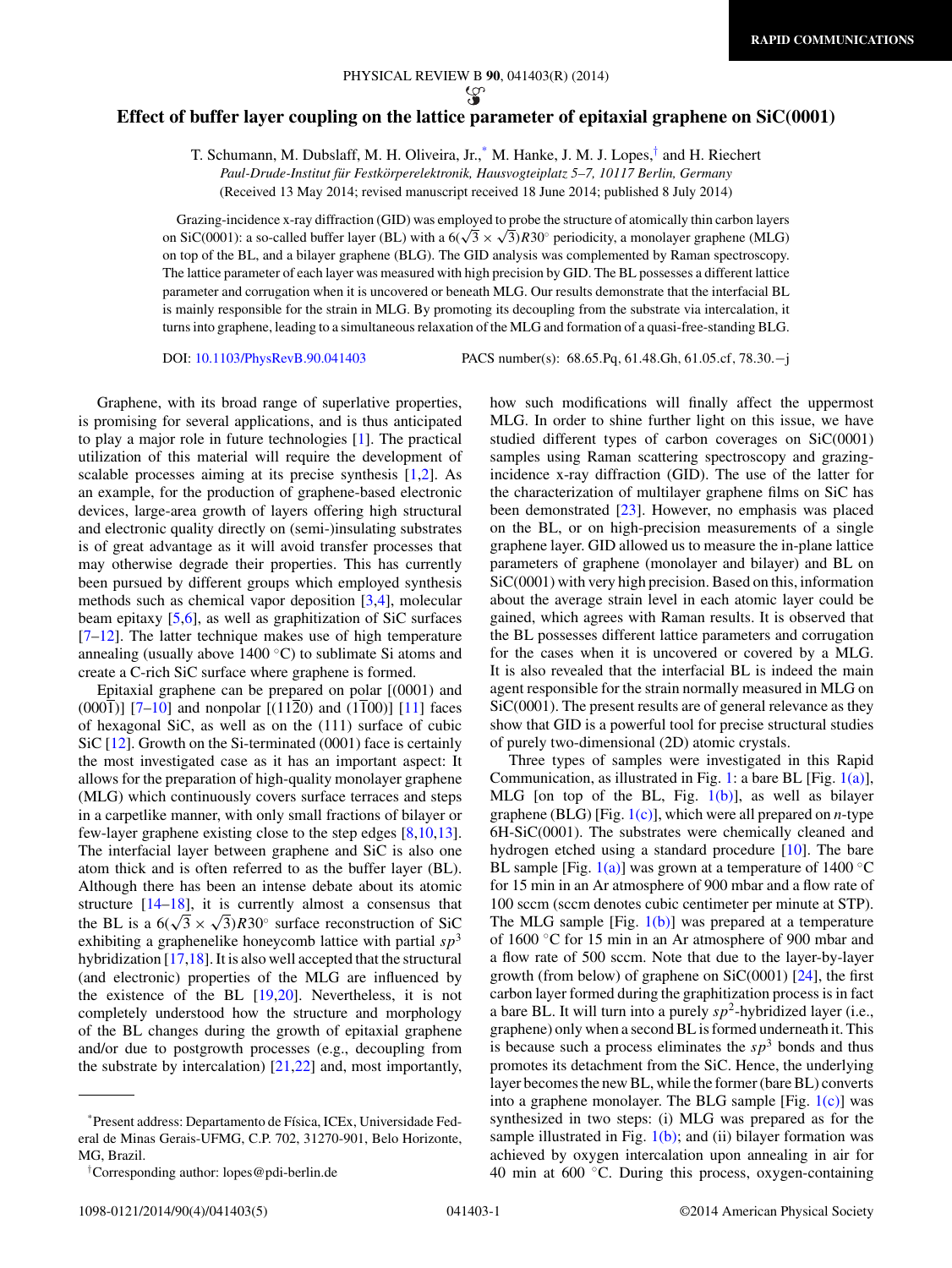# Effect of buffer layer coupling on the lattice parameter of epitaxial graphene on SiC(0001)

T. Schumann, M. Dubslaff, M. H. Oliveira, Jr.,* M. Hanke, J. M. J. Lopes,† and H. Riechert

*Paul-Drude-Institut für Festkörperelektronik, Hausvogteiplatz 5–7, 10117 Berlin, Germany*

(Received 13 May 2014; revised manuscript received 18 June 2014; published 8 July 2014)

Grazing-incidence x-ray diffraction (GID) was employed to probe the structure of atomically thin carbon layers on SiC(0001): a so-called buffer layer (BL) with a $6(\sqrt{3}\times\sqrt{3})R30^\circ$ periodicity, a monolayer graphene (MLG) on top of the BL, and a bilayer graphene (BLG). The GID analysis was complemented by Raman spectroscopy. The lattice parameter of each layer was measured with high precision by GID. The BL possesses a different lattice parameter and corrugation when it is uncovered or beneath MLG. Our results demonstrate that the interfacial BL is mainly responsible for the strain in MLG. By promoting its decoupling from the substrate via intercalation, it turns into graphene, leading to a simultaneous relaxation of the MLG and formation of a quasi-free-standing BLG.

DOI: 10.1103/PhysRevB.90.041403 PACS number(s): 68.65.Pq, 61.48.Gh, 61.05.cf, 78.30.−j

Graphene, with its broad range of superlative properties, is promising for several applications, and is thus anticipated to play a major role in future technologies [1]. The practical utilization of this material will require the development of scalable processes aiming at its precise synthesis [1,2]. As an example, for the production of graphene-based electronic devices, large-area growth of layers offering high structural and electronic quality directly on (semi-)insulating substrates is of great advantage as it will avoid transfer processes that may otherwise degrade their properties. This has currently been pursued by different groups which employed synthesis methods such as chemical vapor deposition [3,4], molecular beam epitaxy [5,6], as well as graphitization of SiC surfaces [7–12]. The latter technique makes use of high temperature annealing (usually above 1400 °C) to sublimate Si atoms and create a C-rich SiC surface where graphene is formed.

Epitaxial graphene can be prepared on polar [(0001) and $(000\bar{1})$] [7–10] and nonpolar [$(11\bar{2}0)$ and $(1\bar{1}00)$] [11] faces of hexagonal SiC, as well as on the (111) surface of cubic SiC [12]. Growth on the Si-terminated (0001) face is certainly the most investigated case as it has an important aspect: It allows for the preparation of high-quality monolayer graphene (MLG) which continuously covers surface terraces and steps in a carpetlike manner, with only small fractions of bilayer or few-layer graphene existing close to the step edges [8,10,13]. The interfacial layer between graphene and SiC is also one atom thick and is often referred to as the buffer layer (BL). Although there has been an intense debate about its atomic structure [14–18], it is currently almost a consensus that the BL is a $6(\sqrt{3}\times\sqrt{3})R30^\circ$ surface reconstruction of SiC exhibiting a graphenelike honeycomb lattice with partial $sp^3$ hybridization [17,18]. It is also well accepted that the structural (and electronic) properties of the MLG are influenced by the existence of the BL [19,20]. Nevertheless, it is not completely understood how the structure and morphology of the BL changes during the growth of epitaxial graphene and/or due to postgrowth processes (e.g., decoupling from the substrate by intercalation) [21,22] and, most importantly, how such modifications will finally affect the uppermost MLG. In order to shine further light on this issue, we have studied different types of carbon coverages on SiC(0001) samples using Raman scattering spectroscopy and grazing-incidence x-ray diffraction (GID). The use of the latter for the characterization of multilayer graphene films on SiC has been demonstrated [23]. However, no emphasis was placed on the BL, or on high-precision measurements of a single graphene layer. GID allowed us to measure the in-plane lattice parameters of graphene (monolayer and bilayer) and BL on SiC(0001) with very high precision. Based on this, information about the average strain level in each atomic layer could be gained, which agrees with Raman results. It is observed that the BL possesses different lattice parameters and corrugation for the cases when it is uncovered or covered by a MLG. It is also revealed that the interfacial BL is indeed the main agent responsible for the strain normally measured in MLG on SiC(0001). The present results are of general relevance as they show that GID is a powerful tool for precise structural studies of purely two-dimensional (2D) atomic crystals.

Three types of samples were investigated in this Rapid Communication, as illustrated in Fig. 1: a bare BL [Fig. 1(a)], MLG [on top of the BL, Fig. 1(b)], as well as bilayer graphene (BLG) [Fig. 1(c)], which were all prepared on *n*-type 6H-SiC(0001). The substrates were chemically cleaned and hydrogen etched using a standard procedure [10]. The bare BL sample [Fig. 1(a)] was grown at a temperature of 1400 °C for 15 min in an Ar atmosphere of 900 mbar and a flow rate of 100 sccm (sccm denotes cubic centimeter per minute at STP). The MLG sample [Fig. 1(b)] was prepared at a temperature of 1600 °C for 15 min in an Ar atmosphere of 900 mbar and a flow rate of 500 sccm. Note that due to the layer-by-layer growth (from below) of graphene on SiC(0001) [24], the first carbon layer formed during the graphitization process is in fact a bare BL. It will turn into a purely $sp^2$-hybridized layer (i.e., graphene) only when a second BL is formed underneath it. This is because such a process eliminates the $sp^3$ bonds and thus promotes its detachment from the SiC. Hence, the underlying layer becomes the new BL, while the former (bare BL) converts into a graphene monolayer. The BLG sample [Fig. 1(c)] was synthesized in two steps: (i) MLG was prepared as for the sample illustrated in Fig. 1(b); and (ii) bilayer formation was achieved by oxygen intercalation upon annealing in air for 40 min at 600 °C. During this process, oxygen-containing

*Present address: Departamento de Física, ICEx, Universidade Federal de Minas Gerais-UFMG, C.P. 702, 31270-901, Belo Horizonte, MG, Brazil.

†Corresponding author: lopes@pdi-berlin.de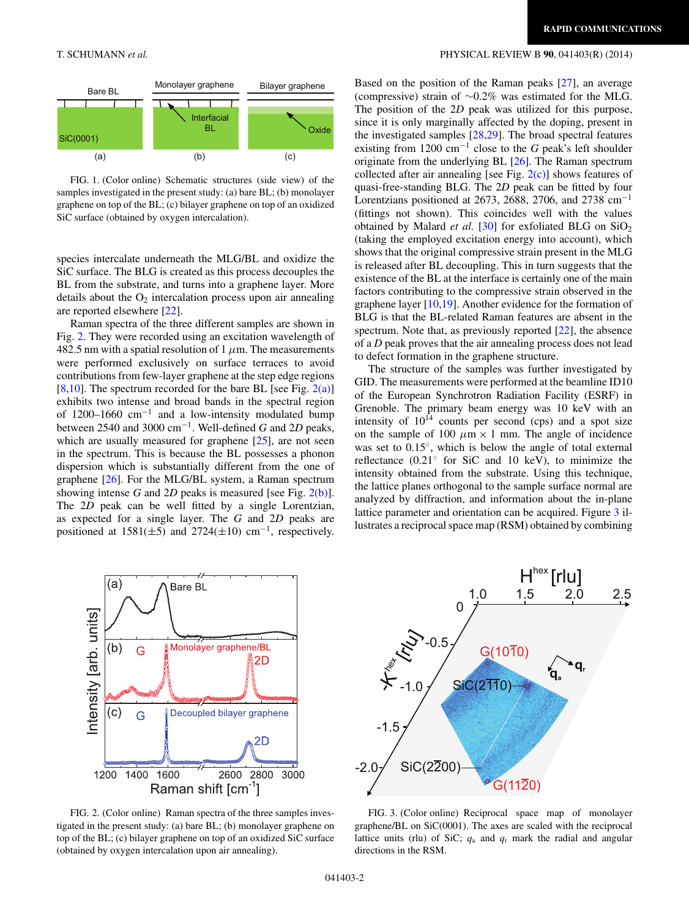FIG. 1. (Color online) Schematic structures (side view) of the samples investigated in the present study: (a) bare BL; (b) monolayer graphene on top of the BL; (c) bilayer graphene on top of an oxidized SiC surface (obtained by oxygen intercalation).

species intercalate underneath the MLG/BL and oxidize the SiC surface. The BLG is created as this process decouples the BL from the substrate, and turns into a graphene layer. More details about the $O_2$ intercalation process upon air annealing are reported elsewhere [22].

Raman spectra of the three different samples are shown in Fig. 2. They were recorded using an excitation wavelength of 482.5 nm with a spatial resolution of 1 $\mu$m. The measurements were performed exclusively on surface terraces to avoid contributions from few-layer graphene at the step edge regions [8,10]. The spectrum recorded for the bare BL [see Fig. 2(a)] exhibits two intense and broad bands in the spectral region of 1200–1660 $\text{cm}^{-1}$ and a low-intensity modulated bump between 2540 and 3000 $\text{cm}^{-1}$. Well-defined *G* and 2*D* peaks, which are usually measured for graphene [25], are not seen in the spectrum. This is because the BL possesses a phonon dispersion which is substantially different from the one of graphene [26]. For the MLG/BL system, a Raman spectrum showing intense *G* and 2*D* peaks is measured [see Fig. 2(b)]. The 2*D* peak can be well fitted by a single Lorentzian, as expected for a single layer. The *G* and 2*D* peaks are positioned at 1581($\pm$5) and 2724($\pm$10) $\text{cm}^{-1}$, respectively.

Based on the position of the Raman peaks [27], an average (compressive) strain of $\sim$0.2% was estimated for the MLG. The position of the 2*D* peak was utilized for this purpose, since it is only marginally affected by the doping, present in the investigated samples [28,29]. The broad spectral features existing from 1200 $\text{cm}^{-1}$ close to the *G* peak's left shoulder originate from the underlying BL [26]. The Raman spectrum collected after air annealing [see Fig. 2(c)] shows features of quasi-free-standing BLG. The 2*D* peak can be fitted by four Lorentzians positioned at 2673, 2688, 2706, and 2738 $\text{cm}^{-1}$ (fittings not shown). This coincides well with the values obtained by Malard *et al.* [30] for exfoliated BLG on $SiO_2$ (taking the employed excitation energy into account), which shows that the original compressive strain present in the MLG is released after BL decoupling. This in turn suggests that the existence of the BL at the interface is certainly one of the main factors contributing to the compressive strain observed in the graphene layer [10,19]. Another evidence for the formation of BLG is that the BL-related Raman features are absent in the spectrum. Note that, as previously reported [22], the absence of a *D* peak proves that the air annealing process does not lead to defect formation in the graphene structure.

The structure of the samples was further investigated by GID. The measurements were performed at the beamline ID10 of the European Synchrotron Radiation Facility (ESRF) in Grenoble. The primary beam energy was 10 keV with an intensity of $10^{14}$ counts per second (cps) and a spot size on the sample of 100 $\mu\text{m} \times 1$ mm. The angle of incidence was set to 0.15°, which is below the angle of total external reflectance (0.21° for SiC and 10 keV), to minimize the intensity obtained from the substrate. Using this technique, the lattice planes orthogonal to the sample surface normal are analyzed by diffraction, and information about the in-plane lattice parameter and orientation can be acquired. Figure 3 illustrates a reciprocal space map (RSM) obtained by combining

FIG. 2. (Color online) Raman spectra of the three samples investigated in the present study: (a) bare BL; (b) monolayer graphene on top of the BL; (c) bilayer graphene on top of an oxidized SiC surface (obtained by oxygen intercalation upon air annealing).

FIG. 3. (Color online) Reciprocal space map of monolayer graphene/BL on SiC(0001). The axes are scaled with the reciprocal lattice units (rlu) of SiC; $q_a$ and $q_r$ mark the radial and angular directions in the RSM.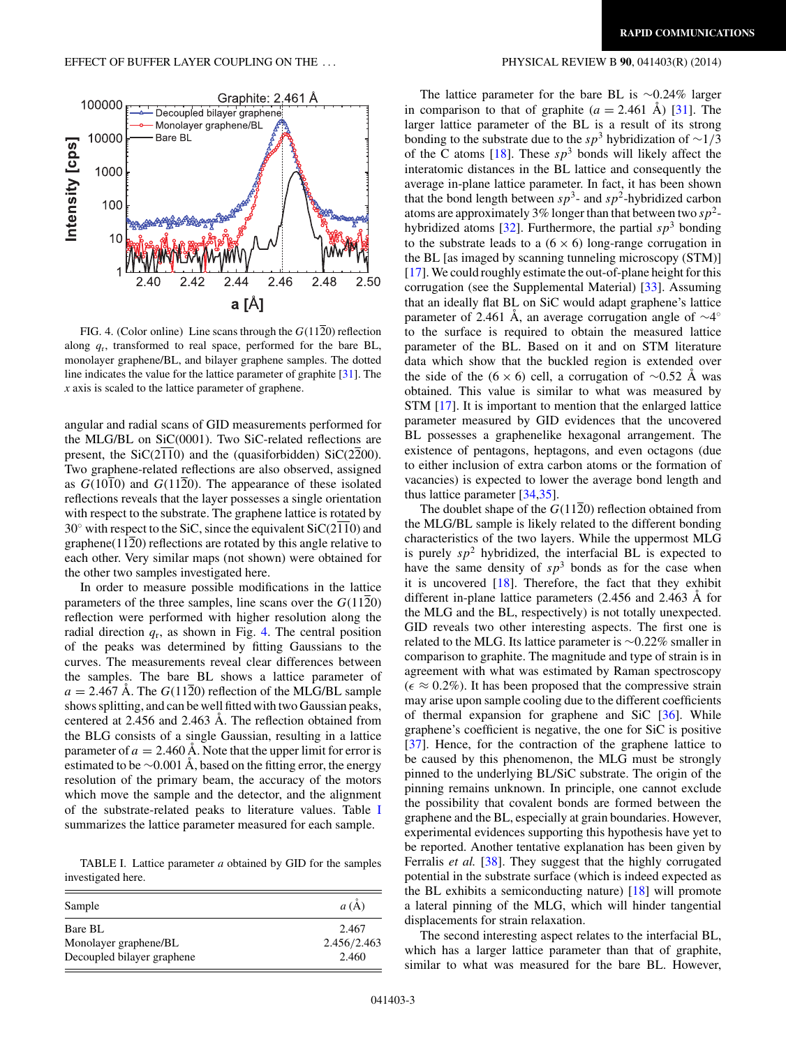FIG. 4. (Color online) Line scans through the $G(11\bar{2}0)$ reflection along $q_r$, transformed to real space, performed for the bare BL, monolayer graphene/BL, and bilayer graphene samples. The dotted line indicates the value for the lattice parameter of graphite [31]. The $x$ axis is scaled to the lattice parameter of graphene.

angular and radial scans of GID measurements performed for the MLG/BL on SiC(0001). Two SiC-related reflections are present, the SiC($2\bar{1}\bar{1}0$) and the (quasiforbidden) SiC($2\bar{2}00$). Two graphene-related reflections are also observed, assigned as $G(10\bar{1}0)$ and $G(11\bar{2}0)$. The appearance of these isolated reflections reveals that the layer possesses a single orientation with respect to the substrate. The graphene lattice is rotated by 30° with respect to the SiC, since the equivalent SiC($2\bar{1}\bar{1}0$) and graphene($11\bar{2}0$) reflections are rotated by this angle relative to each other. Very similar maps (not shown) were obtained for the other two samples investigated here.

In order to measure possible modifications in the lattice parameters of the three samples, line scans over the $G(11\bar{2}0)$ reflection were performed with higher resolution along the radial direction $q_r$, as shown in Fig. 4. The central position of the peaks was determined by fitting Gaussians to the curves. The measurements reveal clear differences between the samples. The bare BL shows a lattice parameter of $a = 2.467$ Å. The $G(11\bar{2}0)$ reflection of the MLG/BL sample shows splitting, and can be well fitted with two Gaussian peaks, centered at 2.456 and 2.463 Å. The reflection obtained from the BLG consists of a single Gaussian, resulting in a lattice parameter of $a = 2.460$ Å. Note that the upper limit for error is estimated to be ~0.001 Å, based on the fitting error, the energy resolution of the primary beam, the accuracy of the motors which move the sample and the detector, and the alignment of the substrate-related peaks to literature values. Table I summarizes the lattice parameter measured for each sample.

TABLE I. Lattice parameter $a$ obtained by GID for the samples investigated here.

| Sample | $a$ (Å) |
|---|---|
| Bare BL | 2.467 |
| Monolayer graphene/BL | 2.456/2.463 |
| Decoupled bilayer graphene | 2.460 |

The lattice parameter for the bare BL is ~0.24% larger in comparison to that of graphite ($a = 2.461$ Å) [31]. The larger lattice parameter of the BL is a result of its strong bonding to the substrate due to the $sp^3$ hybridization of ~1/3 of the C atoms [18]. These $sp^3$ bonds will likely affect the interatomic distances in the BL lattice and consequently the average in-plane lattice parameter. In fact, it has been shown that the bond length between $sp^3$- and $sp^2$-hybridized carbon atoms are approximately 3% longer than that between two $sp^2$-hybridized atoms [32]. Furthermore, the partial $sp^3$ bonding to the substrate leads to a ($6 \times 6$) long-range corrugation in the BL [as imaged by scanning tunneling microscopy (STM)] [17]. We could roughly estimate the out-of-plane height for this corrugation (see the Supplemental Material) [33]. Assuming that an ideally flat BL on SiC would adapt graphene's lattice parameter of 2.461 Å, an average corrugation angle of ~4° to the surface is required to obtain the measured lattice parameter of the BL. Based on it and on STM literature data which show that the buckled region is extended over the side of the ($6 \times 6$) cell, a corrugation of ~0.52 Å was obtained. This value is similar to what was measured by STM [17]. It is important to mention that the enlarged lattice parameter measured by GID evidences that the uncovered BL possesses a graphenelike hexagonal arrangement. The existence of pentagons, heptagons, and even octagons (due to either inclusion of extra carbon atoms or the formation of vacancies) is expected to lower the average bond length and thus lattice parameter [34,35].

The doublet shape of the $G(11\bar{2}0)$ reflection obtained from the MLG/BL sample is likely related to the different bonding characteristics of the two layers. While the uppermost MLG is purely $sp^2$ hybridized, the interfacial BL is expected to have the same density of $sp^3$ bonds as for the case when it is uncovered [18]. Therefore, the fact that they exhibit different in-plane lattice parameters (2.456 and 2.463 Å for the MLG and the BL, respectively) is not totally unexpected. GID reveals two other interesting aspects. The first one is related to the MLG. Its lattice parameter is ~0.22% smaller in comparison to graphite. The magnitude and type of strain is in agreement with what was estimated by Raman spectroscopy ($\epsilon \approx 0.2\%$). It has been proposed that the compressive strain may arise upon sample cooling due to the different coefficients of thermal expansion for graphene and SiC [36]. While graphene's coefficient is negative, the one for SiC is positive [37]. Hence, for the contraction of the graphene lattice to be caused by this phenomenon, the MLG must be strongly pinned to the underlying BL/SiC substrate. The origin of the pinning remains unknown. In principle, one cannot exclude the possibility that covalent bonds are formed between the graphene and the BL, especially at grain boundaries. However, experimental evidences supporting this hypothesis have yet to be reported. Another tentative explanation has been given by Ferralis *et al.* [38]. They suggest that the highly corrugated potential in the substrate surface (which is indeed expected as the BL exhibits a semiconducting nature) [18] will promote a lateral pinning of the MLG, which will hinder tangential displacements for strain relaxation.

The second interesting aspect relates to the interfacial BL, which has a larger lattice parameter than that of graphite, similar to what was measured for the bare BL. However,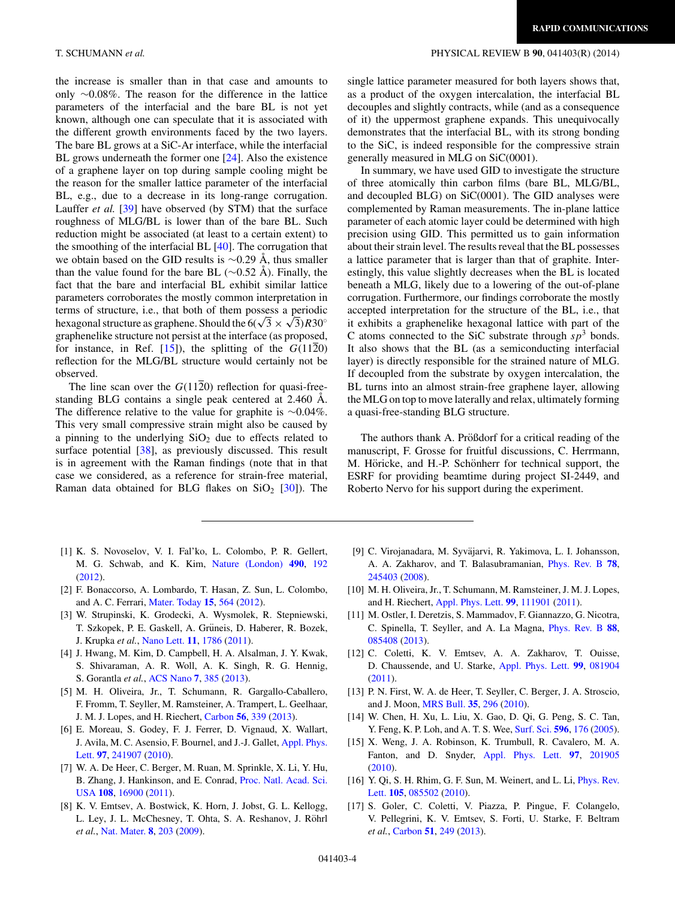the increase is smaller than in that case and amounts to only ~0.08%. The reason for the difference in the lattice parameters of the interfacial and the bare BL is not yet known, although one can speculate that it is associated with the different growth environments faced by the two layers. The bare BL grows at a SiC-Ar interface, while the interfacial BL grows underneath the former one [24]. Also the existence of a graphene layer on top during sample cooling might be the reason for the smaller lattice parameter of the interfacial BL, e.g., due to a decrease in its long-range corrugation. Lauffer *et al.* [39] have observed (by STM) that the surface roughness of MLG/BL is lower than that of the bare BL. Such reduction might be associated (at least to a certain extent) to the smoothing of the interfacial BL [40]. The corrugation that we obtain based on the GID results is ~0.29 Å, thus smaller than the value found for the bare BL (~0.52 Å). Finally, the fact that the bare and interfacial BL exhibit similar lattice parameters corroborates the mostly common interpretation in terms of structure, i.e., that both of them possess a periodic hexagonal structure as graphene. Should the $6(\sqrt{3} \times \sqrt{3})R30^{\circ}$ graphenelike structure not persist at the interface (as proposed, for instance, in Ref. [15]), the splitting of the $G(11\bar{2}0)$ reflection for the MLG/BL structure would certainly not be observed.

The line scan over the $G(11\bar{2}0)$ reflection for quasi-free-standing BLG contains a single peak centered at 2.460 Å. The difference relative to the value for graphite is ~0.04%. This very small compressive strain might also be caused by a pinning to the underlying $SiO_2$ due to effects related to surface potential [38], as previously discussed. This result is in agreement with the Raman findings (note that in that case we considered, as a reference for strain-free material, Raman data obtained for BLG flakes on $SiO_2$ [30]). The single lattice parameter measured for both layers shows that, as a product of the oxygen intercalation, the interfacial BL decouples and slightly contracts, while (and as a consequence of it) the uppermost graphene expands. This unequivocally demonstrates that the interfacial BL, with its strong bonding to the SiC, is indeed responsible for the compressive strain generally measured in MLG on SiC(0001).

In summary, we have used GID to investigate the structure of three atomically thin carbon films (bare BL, MLG/BL, and decoupled BLG) on SiC(0001). The GID analyses were complemented by Raman measurements. The in-plane lattice parameter of each atomic layer could be determined with high precision using GID. This permitted us to gain information about their strain level. The results reveal that the BL possesses a lattice parameter that is larger than that of graphite. Interestingly, this value slightly decreases when the BL is located beneath a MLG, likely due to a lowering of the out-of-plane corrugation. Furthermore, our findings corroborate the mostly accepted interpretation for the structure of the BL, i.e., that it exhibits a graphenelike hexagonal lattice with part of the C atoms connected to the SiC substrate through $sp^3$ bonds. It also shows that the BL (as a semiconducting interfacial layer) is directly responsible for the strained nature of MLG. If decoupled from the substrate by oxygen intercalation, the BL turns into an almost strain-free graphene layer, allowing the MLG on top to move laterally and relax, ultimately forming a quasi-free-standing BLG structure.

The authors thank A. Prößdorf for a critical reading of the manuscript, F. Grosse for fruitful discussions, C. Herrmann, M. Höricke, and H.-P. Schönherr for technical support, the ESRF for providing beamtime during project SI-2449, and Roberto Nervo for his support during the experiment.

---

[1] K. S. Novoselov, V. I. Fal'ko, L. Colombo, P. R. Gellert, M. G. Schwab, and K. Kim, Nature (London) **490**, 192 (2012).

[2] F. Bonaccorso, A. Lombardo, T. Hasan, Z. Sun, L. Colombo, and A. C. Ferrari, Mater. Today **15**, 564 (2012).

[3] W. Strupinski, K. Grodecki, A. Wysmolek, R. Stepniewski, T. Szkopek, P. E. Gaskell, A. Grüneis, D. Haberer, R. Bozek, J. Krupka *et al.*, Nano Lett. **11**, 1786 (2011).

[4] J. Hwang, M. Kim, D. Campbell, H. A. Alsalman, J. Y. Kwak, S. Shivaraman, A. R. Woll, A. K. Singh, R. G. Hennig, S. Gorantla *et al.*, ACS Nano **7**, 385 (2013).

[5] M. H. Oliveira, Jr., T. Schumann, R. Gargallo-Caballero, F. Fromm, T. Seyller, M. Ramsteiner, A. Trampert, L. Geelhaar, J. M. J. Lopes, and H. Riechert, Carbon **56**, 339 (2013).

[6] E. Moreau, S. Godey, F. J. Ferrer, D. Vignaud, X. Wallart, J. Avila, M. C. Asensio, F. Bournel, and J.-J. Gallet, Appl. Phys. Lett. **97**, 241907 (2010).

[7] W. A. De Heer, C. Berger, M. Ruan, M. Sprinkle, X. Li, Y. Hu, B. Zhang, J. Hankinson, and E. Conrad, Proc. Natl. Acad. Sci. USA **108**, 16900 (2011).

[8] K. V. Emtsev, A. Bostwick, K. Horn, J. Jobst, G. L. Kellogg, L. Ley, J. L. McChesney, T. Ohta, S. A. Reshanov, J. Röhrl *et al.*, Nat. Mater. **8**, 203 (2009).

[9] C. Virojanadara, M. Syväjarvi, R. Yakimova, L. I. Johansson, A. A. Zakharov, and T. Balasubramanian, Phys. Rev. B **78**, 245403 (2008).

[10] M. H. Oliveira, Jr., T. Schumann, M. Ramsteiner, J. M. J. Lopes, and H. Riechert, Appl. Phys. Lett. **99**, 111901 (2011).

[11] M. Ostler, I. Deretzis, S. Mammadov, F. Giannazzo, G. Nicotra, C. Spinella, T. Seyller, and A. La Magna, Phys. Rev. B **88**, 085408 (2013).

[12] C. Coletti, K. V. Emtsev, A. A. Zakharov, T. Ouisse, D. Chaussende, and U. Starke, Appl. Phys. Lett. **99**, 081904 (2011).

[13] P. N. First, W. A. de Heer, T. Seyller, C. Berger, J. A. Stroscio, and J. Moon, MRS Bull. **35**, 296 (2010).

[14] W. Chen, H. Xu, L. Liu, X. Gao, D. Qi, G. Peng, S. C. Tan, Y. Feng, K. P. Loh, and A. T. S. Wee, Surf. Sci. **596**, 176 (2005).

[15] X. Weng, J. A. Robinson, K. Trumbull, R. Cavalero, M. A. Fanton, and D. Snyder, Appl. Phys. Lett. **97**, 201905 (2010).

[16] Y. Qi, S. H. Rhim, G. F. Sun, M. Weinert, and L. Li, Phys. Rev. Lett. **105**, 085502 (2010).

[17] S. Goler, C. Coletti, V. Piazza, P. Pingue, F. Colangelo, V. Pellegrini, K. V. Emtsev, S. Forti, U. Starke, F. Beltram *et al.*, Carbon **51**, 249 (2013).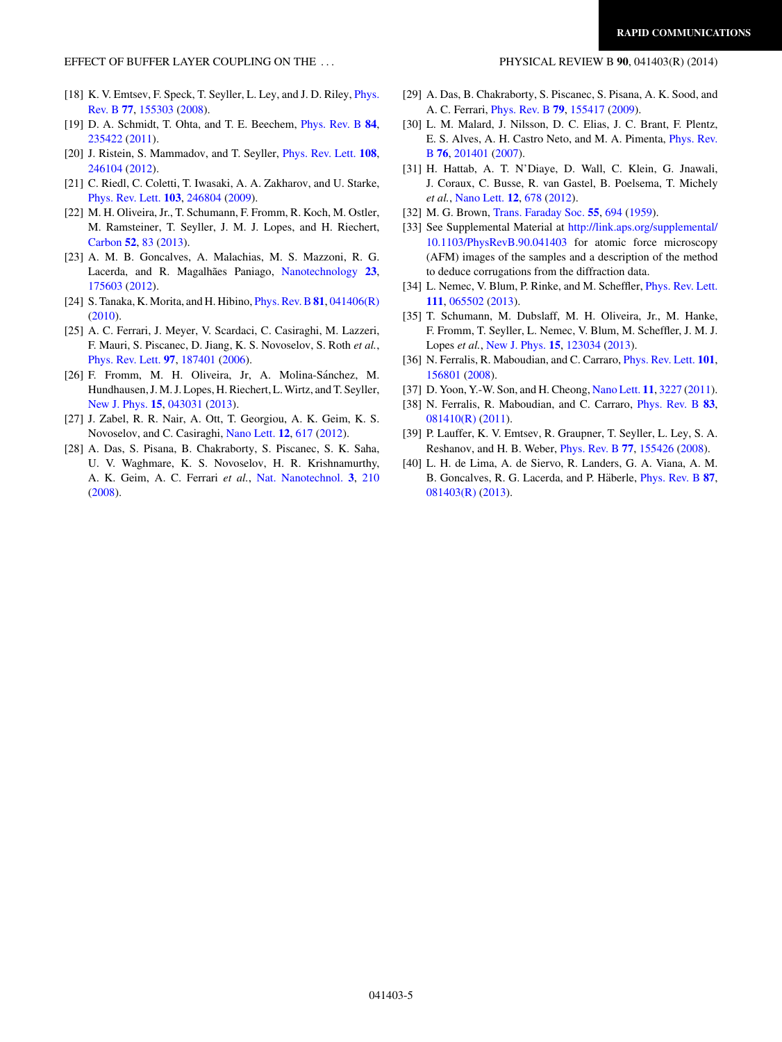[18] K. V. Emtsev, F. Speck, T. Seyller, L. Ley, and J. D. Riley, Phys. Rev. B **77**, 155303 (2008).

[19] D. A. Schmidt, T. Ohta, and T. E. Beechem, Phys. Rev. B **84**, 235422 (2011).

[20] J. Ristein, S. Mammadov, and T. Seyller, Phys. Rev. Lett. **108**, 246104 (2012).

[21] C. Riedl, C. Coletti, T. Iwasaki, A. A. Zakharov, and U. Starke, Phys. Rev. Lett. **103**, 246804 (2009).

[22] M. H. Oliveira, Jr., T. Schumann, F. Fromm, R. Koch, M. Ostler, M. Ramsteiner, T. Seyller, J. M. J. Lopes, and H. Riechert, Carbon **52**, 83 (2013).

[23] A. M. B. Goncalves, A. Malachias, M. S. Mazzoni, R. G. Lacerda, and R. Magalhães Paniago, Nanotechnology **23**, 175603 (2012).

[24] S. Tanaka, K. Morita, and H. Hibino, Phys. Rev. B **81**, 041406(R) (2010).

[25] A. C. Ferrari, J. Meyer, V. Scardaci, C. Casiraghi, M. Lazzeri, F. Mauri, S. Piscanec, D. Jiang, K. S. Novoselov, S. Roth *et al.*, Phys. Rev. Lett. **97**, 187401 (2006).

[26] F. Fromm, M. H. Oliveira, Jr, A. Molina-Sánchez, M. Hundhausen, J. M. J. Lopes, H. Riechert, L. Wirtz, and T. Seyller, New J. Phys. **15**, 043031 (2013).

[27] J. Zabel, R. R. Nair, A. Ott, T. Georgiou, A. K. Geim, K. S. Novoselov, and C. Casiraghi, Nano Lett. **12**, 617 (2012).

[28] A. Das, S. Pisana, B. Chakraborty, S. Piscanec, S. K. Saha, U. V. Waghmare, K. S. Novoselov, H. R. Krishnamurthy, A. K. Geim, A. C. Ferrari *et al.*, Nat. Nanotechnol. **3**, 210 (2008).

[29] A. Das, B. Chakraborty, S. Piscanec, S. Pisana, A. K. Sood, and A. C. Ferrari, Phys. Rev. B **79**, 155417 (2009).

[30] L. M. Malard, J. Nilsson, D. C. Elias, J. C. Brant, F. Plentz, E. S. Alves, A. H. Castro Neto, and M. A. Pimenta, Phys. Rev. B **76**, 201401 (2007).

[31] H. Hattab, A. T. N'Diaye, D. Wall, C. Klein, G. Jnawali, J. Coraux, C. Busse, R. van Gastel, B. Poelsema, T. Michely *et al.*, Nano Lett. **12**, 678 (2012).

[32] M. G. Brown, Trans. Faraday Soc. **55**, 694 (1959).

[33] See Supplemental Material at http://link.aps.org/supplemental/10.1103/PhysRevB.90.041403 for atomic force microscopy (AFM) images of the samples and a description of the method to deduce corrugations from the diffraction data.

[34] L. Nemec, V. Blum, P. Rinke, and M. Scheffler, Phys. Rev. Lett. **111**, 065502 (2013).

[35] T. Schumann, M. Dubslaff, M. H. Oliveira, Jr., M. Hanke, F. Fromm, T. Seyller, L. Nemec, V. Blum, M. Scheffler, J. M. J. Lopes *et al.*, New J. Phys. **15**, 123034 (2013).

[36] N. Ferralis, R. Maboudian, and C. Carraro, Phys. Rev. Lett. **101**, 156801 (2008).

[37] D. Yoon, Y.-W. Son, and H. Cheong, Nano Lett. **11**, 3227 (2011).

[38] N. Ferralis, R. Maboudian, and C. Carraro, Phys. Rev. B **83**, 081410(R) (2011).

[39] P. Lauffer, K. V. Emtsev, R. Graupner, T. Seyller, L. Ley, S. A. Reshanov, and H. B. Weber, Phys. Rev. B **77**, 155426 (2008).

[40] L. H. de Lima, A. de Siervo, R. Landers, G. A. Viana, A. M. B. Goncalves, R. G. Lacerda, and P. Häberle, Phys. Rev. B **87**, 081403(R) (2013).